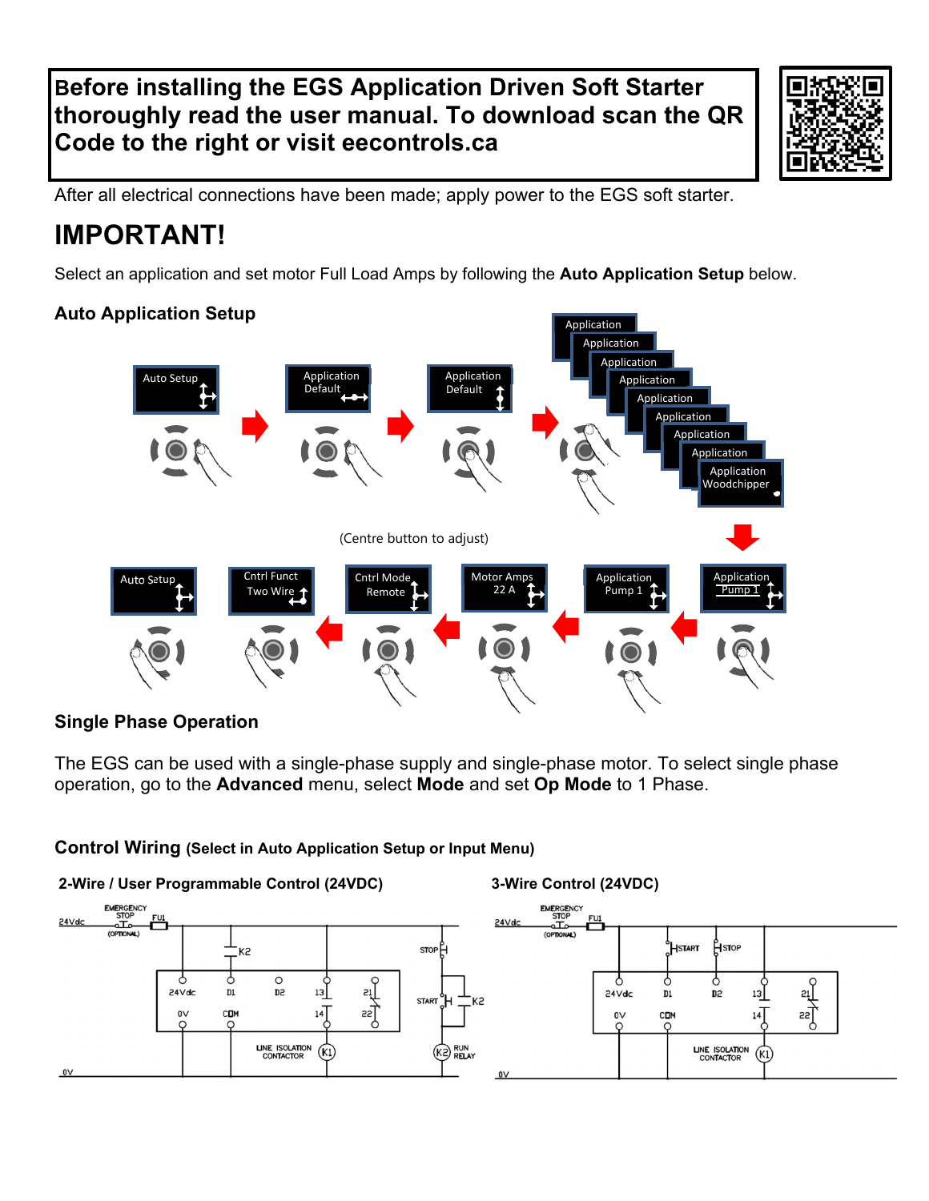**Before installing the EGS Application Driven Soft Starter thoroughly read the user manual. To download scan the QR Code to the right or visit eecontrols.ca**

After all electrical connections have been made; apply power to the EGS soft starter.

# IMPORTANT!

Select an application and set motor Full Load Amps by following the **Auto Application Setup** below.

### Auto Application Setup

Auto Setup → Application Default → Application Default → Application … Application Woodchipper

(Centre button to adjust)

Application Pump 1 → Application Pump 1 → Motor Amps 22 A → Cntrl Mode Remote → Cntrl Funct Two Wire → Auto Setup

### Single Phase Operation

The EGS can be used with a single-phase supply and single-phase motor. To select single phase operation, go to the **Advanced** menu, select **Mode** and set **Op Mode** to 1 Phase.

### Control Wiring (Select in Auto Application Setup or Input Menu)

**2-Wire / User Programmable Control (24VDC)**

24Vdc, EMERGENCY STOP (OPTIONAL), FU1, K2, 24Vdc, D1, D2, 13, 21, 0V, COM, 14, 22, STOP, START, K2, LINE ISOLATION CONTACTOR, K1, K2, RUN RELAY, 0V

**3-Wire Control (24VDC)**

24Vdc, EMERGENCY STOP (OPTIONAL), FU1, START, STOP, 24Vdc, D1, D2, 13, 21, 0V, COM, 14, 22, LINE ISOLATION CONTACTOR, K1, 0V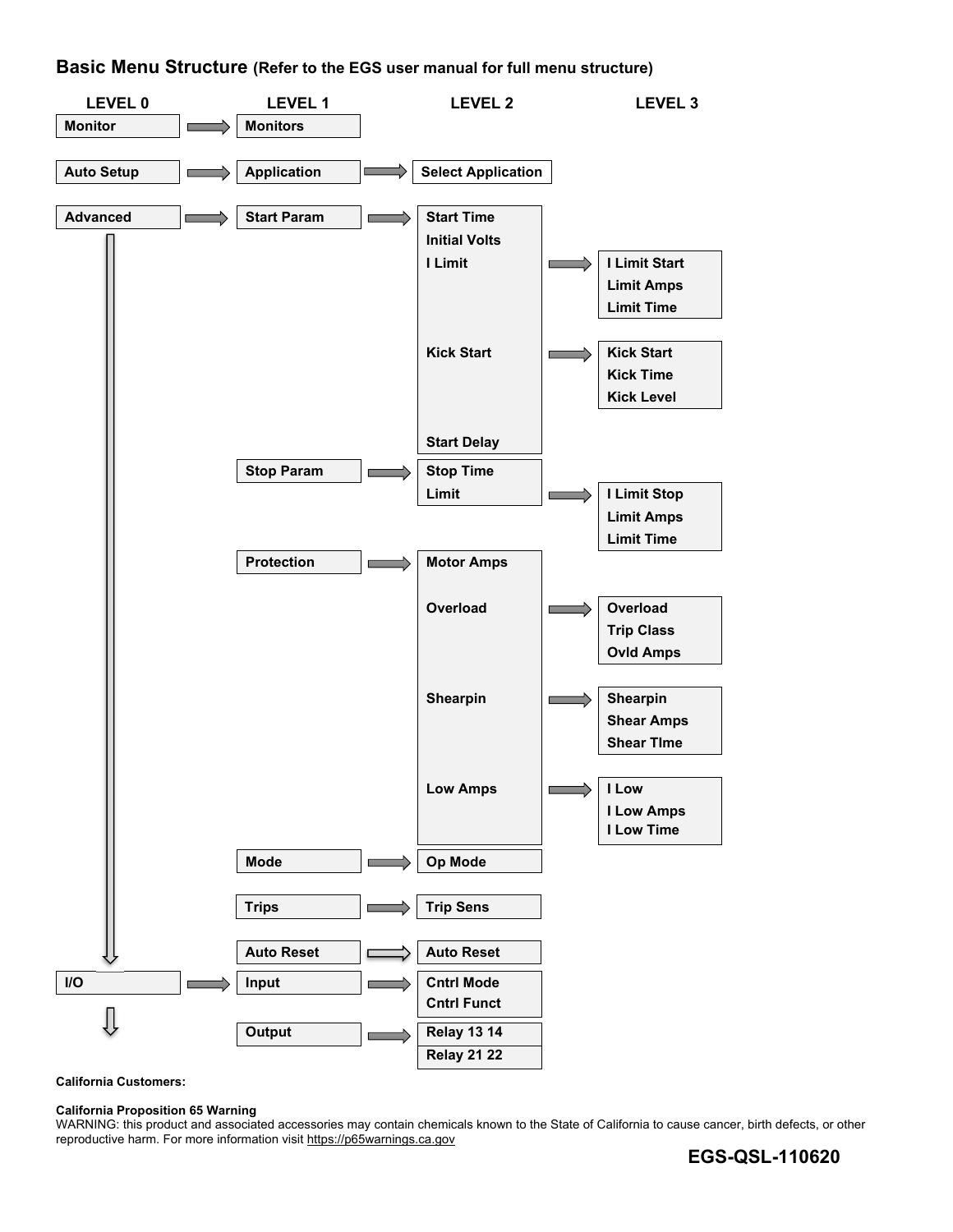## Basic Menu Structure (Refer to the EGS user manual for full menu structure)

| LEVEL 0 | LEVEL 1 | LEVEL 2 | LEVEL 3 |
|---|---|---|---|
| Monitor | Monitors | | |
| Auto Setup | Application | Select Application | |
| Advanced | Start Param | Start Time | |
| | | Initial Volts | |
| | | I Limit | I Limit Start |
| | | | Limit Amps |
| | | | Limit Time |
| | | Kick Start | Kick Start |
| | | | Kick Time |
| | | | Kick Level |
| | | Start Delay | |
| | Stop Param | Stop Time | |
| | | Limit | I Limit Stop |
| | | | Limit Amps |
| | | | Limit Time |
| | Protection | Motor Amps | |
| | | Overload | Overload |
| | | | Trip Class |
| | | | Ovld Amps |
| | | Shearpin | Shearpin |
| | | | Shear Amps |
| | | | Shear TIme |
| | | Low Amps | I Low |
| | | | I Low Amps |
| | | | I Low Time |
| | Mode | Op Mode | |
| | Trips | Trip Sens | |
| | Auto Reset | Auto Reset | |
| I/O | Input | Cntrl Mode | |
| | | Cntrl Funct | |
| | Output | Relay 13 14 | |
| | | Relay 21 22 | |

**California Customers:**

**California Proposition 65 Warning**

WARNING: this product and associated accessories may contain chemicals known to the State of California to cause cancer, birth defects, or other reproductive harm. For more information visit https://p65warnings.ca.gov

**EGS-QSL-110620**